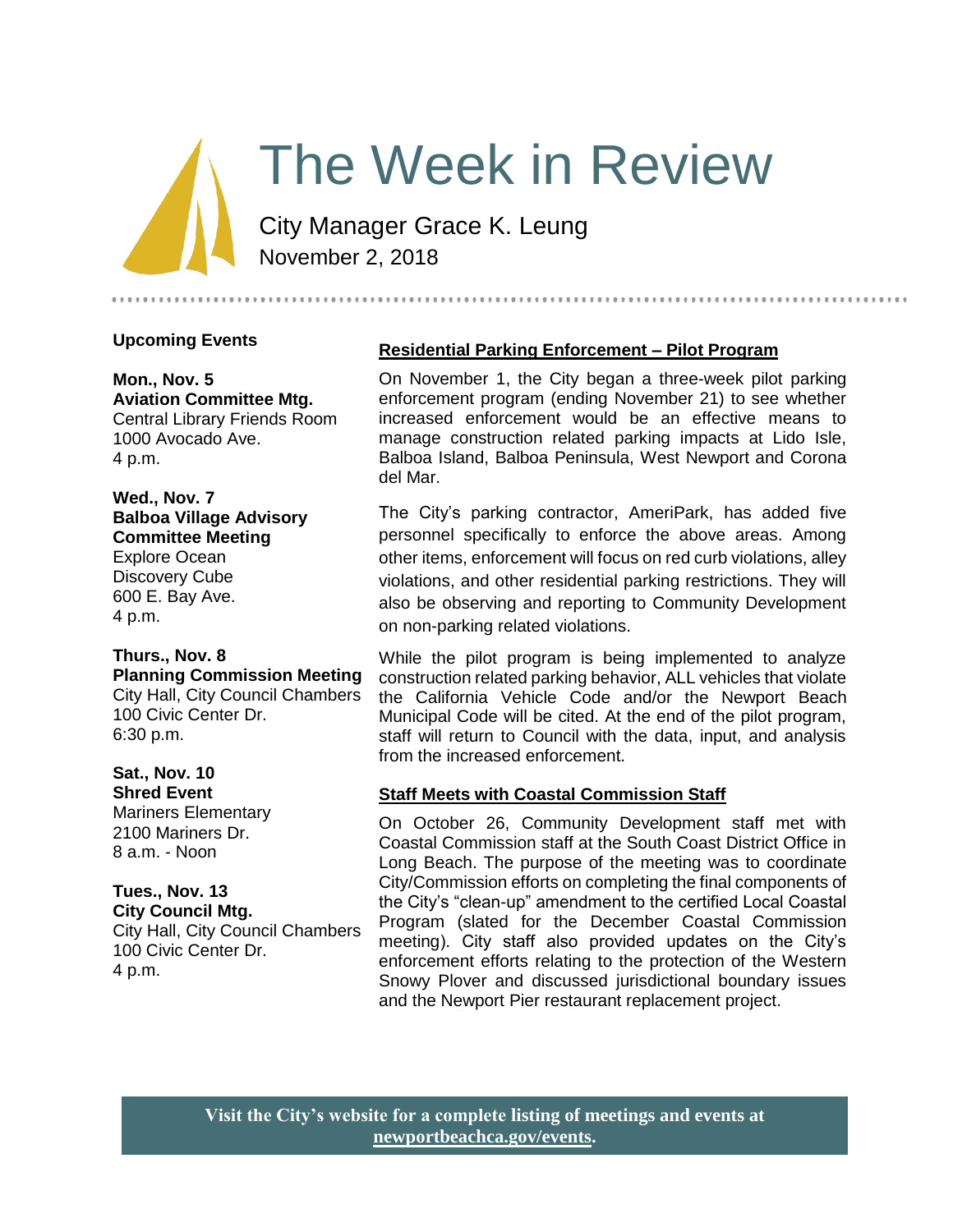# The Week in Review

City Manager Grace K. Leung

November 2, 2018

## Upcoming Events

**Mon., Nov. 5**
**Aviation Committee Mtg.**
Central Library Friends Room
1000 Avocado Ave.
4 p.m.

**Wed., Nov. 7**
**Balboa Village Advisory Committee Meeting**
Explore Ocean
Discovery Cube
600 E. Bay Ave.
4 p.m.

**Thurs., Nov. 8**
**Planning Commission Meeting**
City Hall, City Council Chambers
100 Civic Center Dr.
6:30 p.m.

**Sat., Nov. 10**
**Shred Event**
Mariners Elementary
2100 Mariners Dr.
8 a.m. - Noon

**Tues., Nov. 13**
**City Council Mtg.**
City Hall, City Council Chambers
100 Civic Center Dr.
4 p.m.

## Residential Parking Enforcement – Pilot Program

On November 1, the City began a three-week pilot parking enforcement program (ending November 21) to see whether increased enforcement would be an effective means to manage construction related parking impacts at Lido Isle, Balboa Island, Balboa Peninsula, West Newport and Corona del Mar.

The City's parking contractor, AmeriPark, has added five personnel specifically to enforce the above areas. Among other items, enforcement will focus on red curb violations, alley violations, and other residential parking restrictions. They will also be observing and reporting to Community Development on non-parking related violations.

While the pilot program is being implemented to analyze construction related parking behavior, ALL vehicles that violate the California Vehicle Code and/or the Newport Beach Municipal Code will be cited. At the end of the pilot program, staff will return to Council with the data, input, and analysis from the increased enforcement.

## Staff Meets with Coastal Commission Staff

On October 26, Community Development staff met with Coastal Commission staff at the South Coast District Office in Long Beach. The purpose of the meeting was to coordinate City/Commission efforts on completing the final components of the City's "clean-up" amendment to the certified Local Coastal Program (slated for the December Coastal Commission meeting). City staff also provided updates on the City's enforcement efforts relating to the protection of the Western Snowy Plover and discussed jurisdictional boundary issues and the Newport Pier restaurant replacement project.

**Visit the City's website for a complete listing of meetings and events at newportbeachca.gov/events.**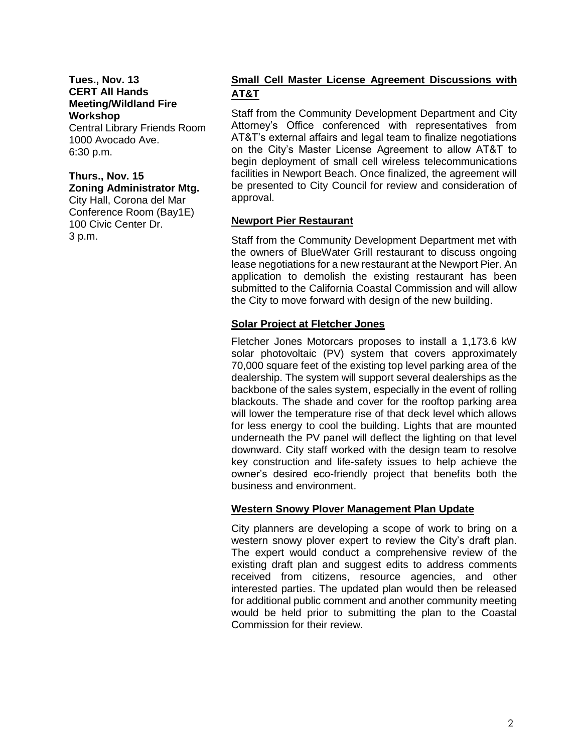**Tues., Nov. 13**
**CERT All Hands Meeting/Wildland Fire Workshop**
Central Library Friends Room
1000 Avocado Ave.
6:30 p.m.

**Thurs., Nov. 15**
**Zoning Administrator Mtg.**
City Hall, Corona del Mar Conference Room (Bay1E)
100 Civic Center Dr.
3 p.m.

**Small Cell Master License Agreement Discussions with AT&T**

Staff from the Community Development Department and City Attorney's Office conferenced with representatives from AT&T's external affairs and legal team to finalize negotiations on the City's Master License Agreement to allow AT&T to begin deployment of small cell wireless telecommunications facilities in Newport Beach. Once finalized, the agreement will be presented to City Council for review and consideration of approval.

**Newport Pier Restaurant**

Staff from the Community Development Department met with the owners of BlueWater Grill restaurant to discuss ongoing lease negotiations for a new restaurant at the Newport Pier. An application to demolish the existing restaurant has been submitted to the California Coastal Commission and will allow the City to move forward with design of the new building.

**Solar Project at Fletcher Jones**

Fletcher Jones Motorcars proposes to install a 1,173.6 kW solar photovoltaic (PV) system that covers approximately 70,000 square feet of the existing top level parking area of the dealership. The system will support several dealerships as the backbone of the sales system, especially in the event of rolling blackouts. The shade and cover for the rooftop parking area will lower the temperature rise of that deck level which allows for less energy to cool the building. Lights that are mounted underneath the PV panel will deflect the lighting on that level downward. City staff worked with the design team to resolve key construction and life-safety issues to help achieve the owner's desired eco-friendly project that benefits both the business and environment.

**Western Snowy Plover Management Plan Update**

City planners are developing a scope of work to bring on a western snowy plover expert to review the City's draft plan. The expert would conduct a comprehensive review of the existing draft plan and suggest edits to address comments received from citizens, resource agencies, and other interested parties. The updated plan would then be released for additional public comment and another community meeting would be held prior to submitting the plan to the Coastal Commission for their review.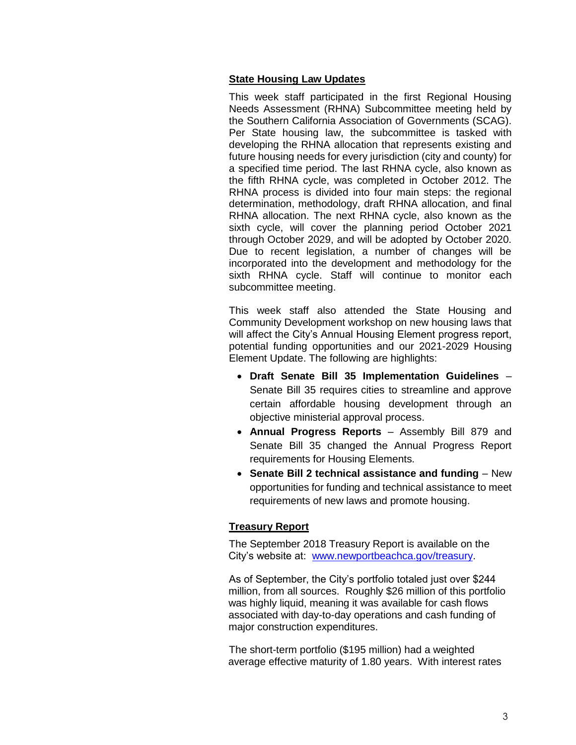## State Housing Law Updates

This week staff participated in the first Regional Housing Needs Assessment (RHNA) Subcommittee meeting held by the Southern California Association of Governments (SCAG). Per State housing law, the subcommittee is tasked with developing the RHNA allocation that represents existing and future housing needs for every jurisdiction (city and county) for a specified time period. The last RHNA cycle, also known as the fifth RHNA cycle, was completed in October 2012. The RHNA process is divided into four main steps: the regional determination, methodology, draft RHNA allocation, and final RHNA allocation. The next RHNA cycle, also known as the sixth cycle, will cover the planning period October 2021 through October 2029, and will be adopted by October 2020. Due to recent legislation, a number of changes will be incorporated into the development and methodology for the sixth RHNA cycle. Staff will continue to monitor each subcommittee meeting.

This week staff also attended the State Housing and Community Development workshop on new housing laws that will affect the City's Annual Housing Element progress report, potential funding opportunities and our 2021-2029 Housing Element Update. The following are highlights:

- **Draft Senate Bill 35 Implementation Guidelines** – Senate Bill 35 requires cities to streamline and approve certain affordable housing development through an objective ministerial approval process.
- **Annual Progress Reports** – Assembly Bill 879 and Senate Bill 35 changed the Annual Progress Report requirements for Housing Elements.
- **Senate Bill 2 technical assistance and funding** – New opportunities for funding and technical assistance to meet requirements of new laws and promote housing.

## Treasury Report

The September 2018 Treasury Report is available on the City's website at: [www.newportbeachca.gov/treasury](http://www.newportbeachca.gov/treasury).

As of September, the City's portfolio totaled just over $244 million, from all sources. Roughly $26 million of this portfolio was highly liquid, meaning it was available for cash flows associated with day-to-day operations and cash funding of major construction expenditures.

The short-term portfolio ($195 million) had a weighted average effective maturity of 1.80 years. With interest rates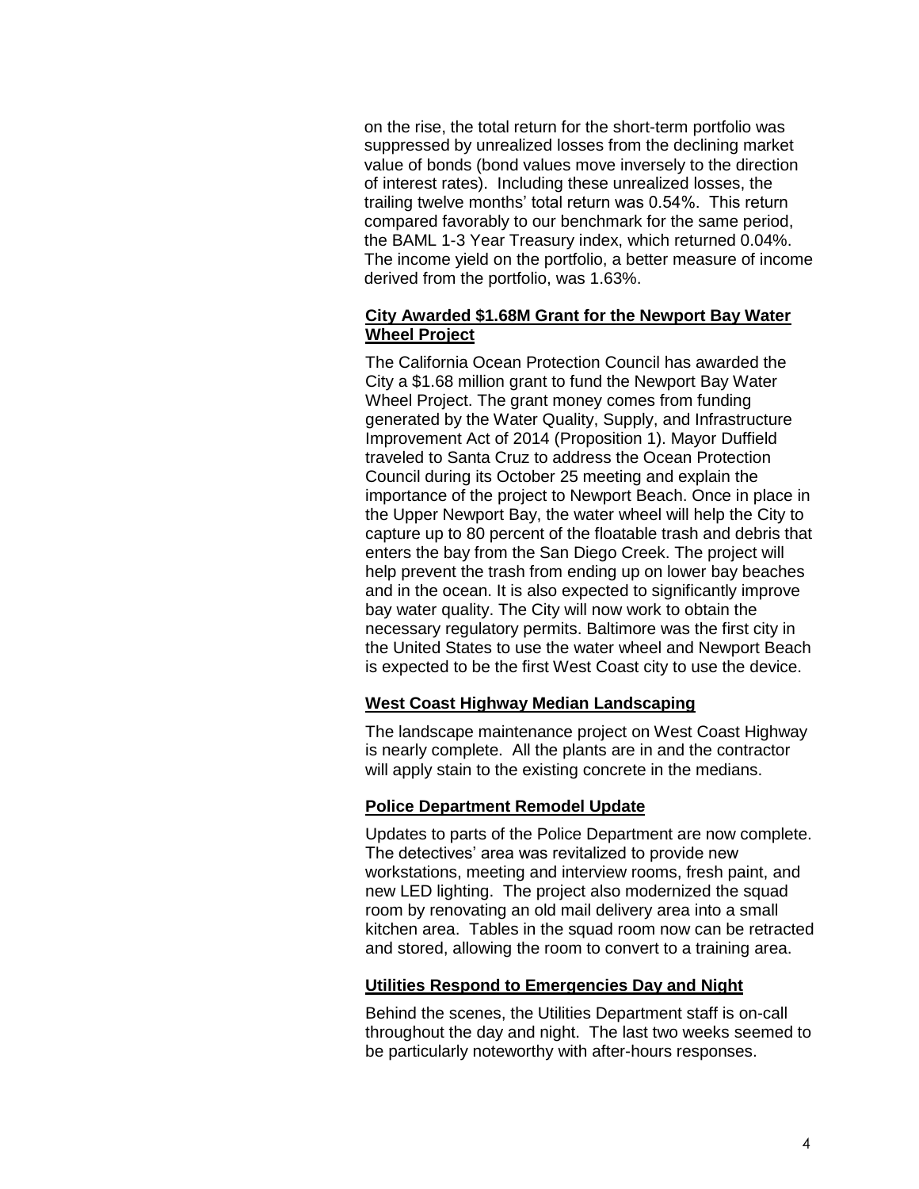on the rise, the total return for the short-term portfolio was suppressed by unrealized losses from the declining market value of bonds (bond values move inversely to the direction of interest rates). Including these unrealized losses, the trailing twelve months' total return was 0.54%. This return compared favorably to our benchmark for the same period, the BAML 1-3 Year Treasury index, which returned 0.04%. The income yield on the portfolio, a better measure of income derived from the portfolio, was 1.63%.

**City Awarded $1.68M Grant for the Newport Bay Water Wheel Project**

The California Ocean Protection Council has awarded the City a $1.68 million grant to fund the Newport Bay Water Wheel Project. The grant money comes from funding generated by the Water Quality, Supply, and Infrastructure Improvement Act of 2014 (Proposition 1). Mayor Duffield traveled to Santa Cruz to address the Ocean Protection Council during its October 25 meeting and explain the importance of the project to Newport Beach. Once in place in the Upper Newport Bay, the water wheel will help the City to capture up to 80 percent of the floatable trash and debris that enters the bay from the San Diego Creek. The project will help prevent the trash from ending up on lower bay beaches and in the ocean. It is also expected to significantly improve bay water quality. The City will now work to obtain the necessary regulatory permits. Baltimore was the first city in the United States to use the water wheel and Newport Beach is expected to be the first West Coast city to use the device.

**West Coast Highway Median Landscaping**

The landscape maintenance project on West Coast Highway is nearly complete. All the plants are in and the contractor will apply stain to the existing concrete in the medians.

**Police Department Remodel Update**

Updates to parts of the Police Department are now complete. The detectives' area was revitalized to provide new workstations, meeting and interview rooms, fresh paint, and new LED lighting. The project also modernized the squad room by renovating an old mail delivery area into a small kitchen area. Tables in the squad room now can be retracted and stored, allowing the room to convert to a training area.

**Utilities Respond to Emergencies Day and Night**

Behind the scenes, the Utilities Department staff is on-call throughout the day and night. The last two weeks seemed to be particularly noteworthy with after-hours responses.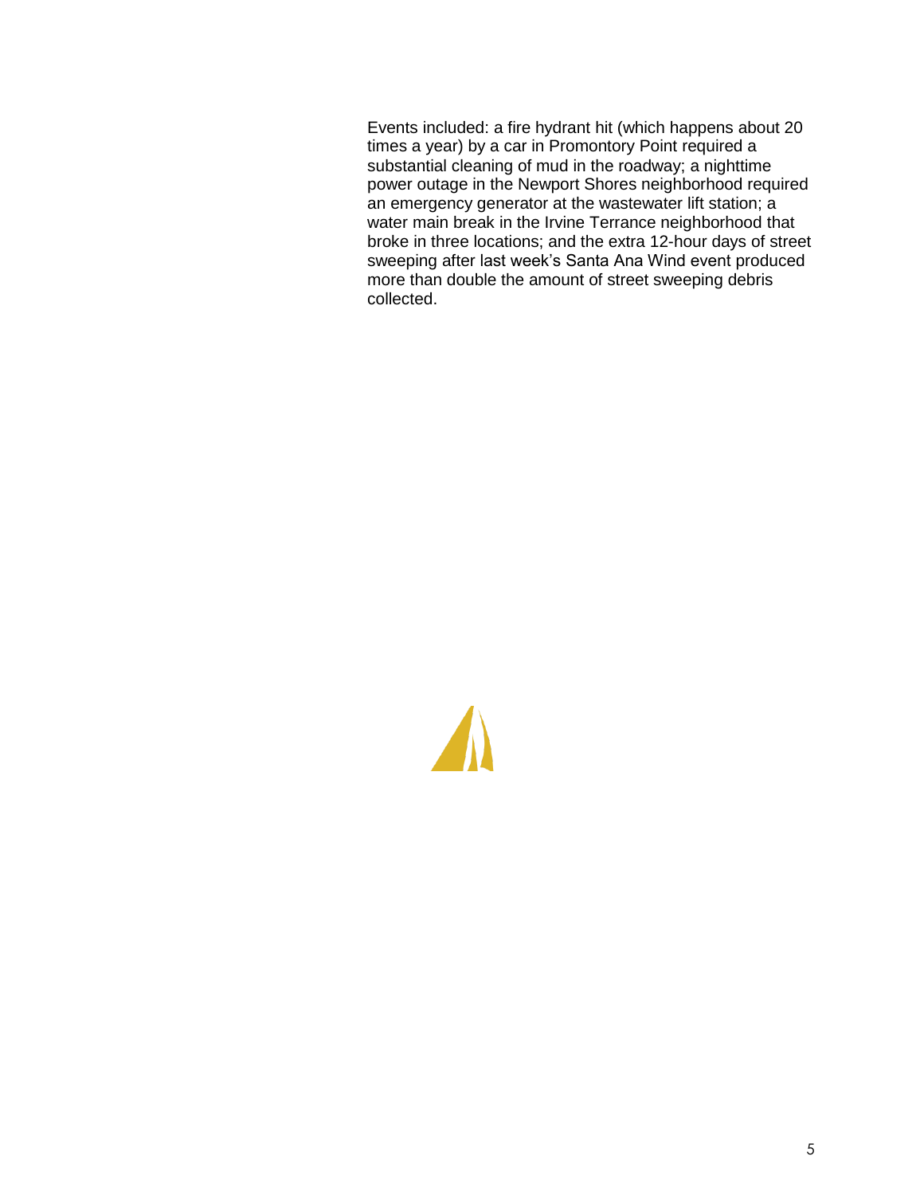Events included: a fire hydrant hit (which happens about 20 times a year) by a car in Promontory Point required a substantial cleaning of mud in the roadway; a nighttime power outage in the Newport Shores neighborhood required an emergency generator at the wastewater lift station; a water main break in the Irvine Terrance neighborhood that broke in three locations; and the extra 12-hour days of street sweeping after last week's Santa Ana Wind event produced more than double the amount of street sweeping debris collected.